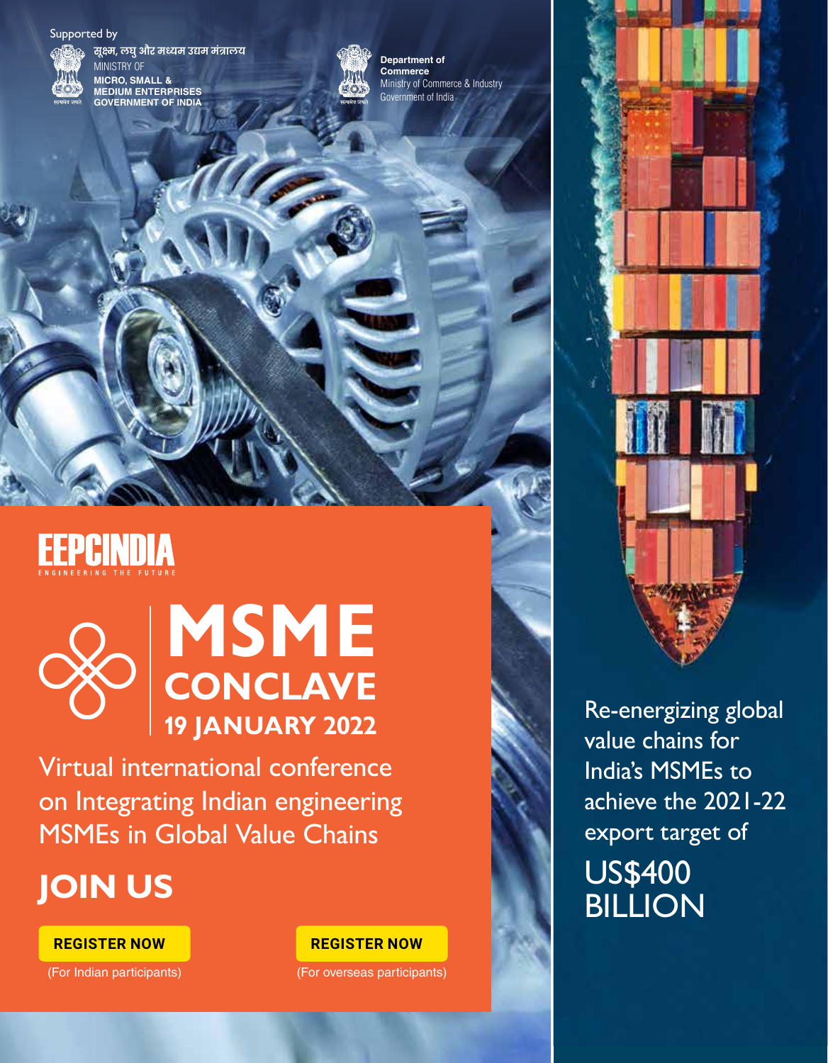Supported by

सूक्ष्म, लघु और मध्यम उद्यम मंत्रालय
MINISTRY OF
**MICRO, SMALL & MEDIUM ENTERPRISES**
**GOVERNMENT OF INDIA**

**Department of Commerce**
Ministry of Commerce & Industry
Government of India

EEPCINDIA
ENGINEERING THE FUTURE

# MSME CONCLAVE

## 19 JANUARY 2022

Virtual international conference on Integrating Indian engineering MSMEs in Global Value Chains

## JOIN US

**REGISTER NOW**
(For Indian participants)

**REGISTER NOW**
(For overseas participants)

Re-energizing global value chains for India's MSMEs to achieve the 2021-22 export target of

US$400 BILLION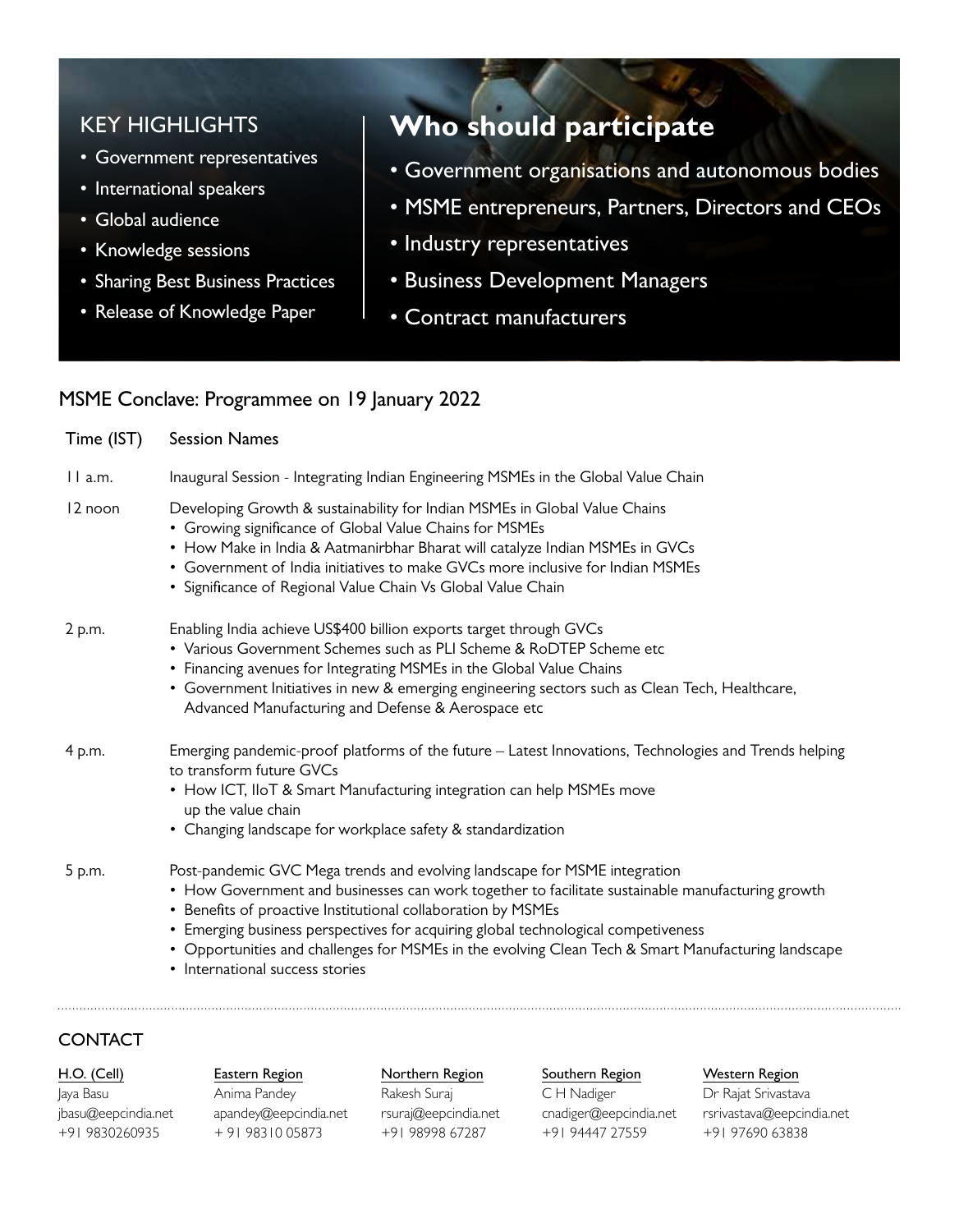## KEY HIGHLIGHTS

- Government representatives
- International speakers
- Global audience
- Knowledge sessions
- Sharing Best Business Practices
- Release of Knowledge Paper

## Who should participate

- Government organisations and autonomous bodies
- MSME entrepreneurs, Partners, Directors and CEOs
- Industry representatives
- Business Development Managers
- Contract manufacturers

## MSME Conclave: Programmee on 19 January 2022

| Time (IST) | Session Names |
|---|---|
| 11 a.m. | Inaugural Session - Integrating Indian Engineering MSMEs in the Global Value Chain |
| 12 noon | Developing Growth & sustainability for Indian MSMEs in Global Value Chains<br>• Growing significance of Global Value Chains for MSMEs<br>• How Make in India & Aatmanirbhar Bharat will catalyze Indian MSMEs in GVCs<br>• Government of India initiatives to make GVCs more inclusive for Indian MSMEs<br>• Significance of Regional Value Chain Vs Global Value Chain |
| 2 p.m. | Enabling India achieve US$400 billion exports target through GVCs<br>• Various Government Schemes such as PLI Scheme & RoDTEP Scheme etc<br>• Financing avenues for Integrating MSMEs in the Global Value Chains<br>• Government Initiatives in new & emerging engineering sectors such as Clean Tech, Healthcare, Advanced Manufacturing and Defense & Aerospace etc |
| 4 p.m. | Emerging pandemic-proof platforms of the future – Latest Innovations, Technologies and Trends helping to transform future GVCs<br>• How ICT, IIoT & Smart Manufacturing integration can help MSMEs move up the value chain<br>• Changing landscape for workplace safety & standardization |
| 5 p.m. | Post-pandemic GVC Mega trends and evolving landscape for MSME integration<br>• How Government and businesses can work together to facilitate sustainable manufacturing growth<br>• Benefits of proactive Institutional collaboration by MSMEs<br>• Emerging business perspectives for acquiring global technological competiveness<br>• Opportunities and challenges for MSMEs in the evolving Clean Tech & Smart Manufacturing landscape<br>• International success stories |

## CONTACT

**H.O. (Cell)**
Jaya Basu
jbasu@eepcindia.net
+91 9830260935

**Eastern Region**
Anima Pandey
apandey@eepcindia.net
+ 91 98310 05873

**Northern Region**
Rakesh Suraj
rsuraj@eepcindia.net
+91 98998 67287

**Southern Region**
C H Nadiger
cnadiger@eepcindia.net
+91 94447 27559

**Western Region**
Dr Rajat Srivastava
rsrivastava@eepcindia.net
+91 97690 63838